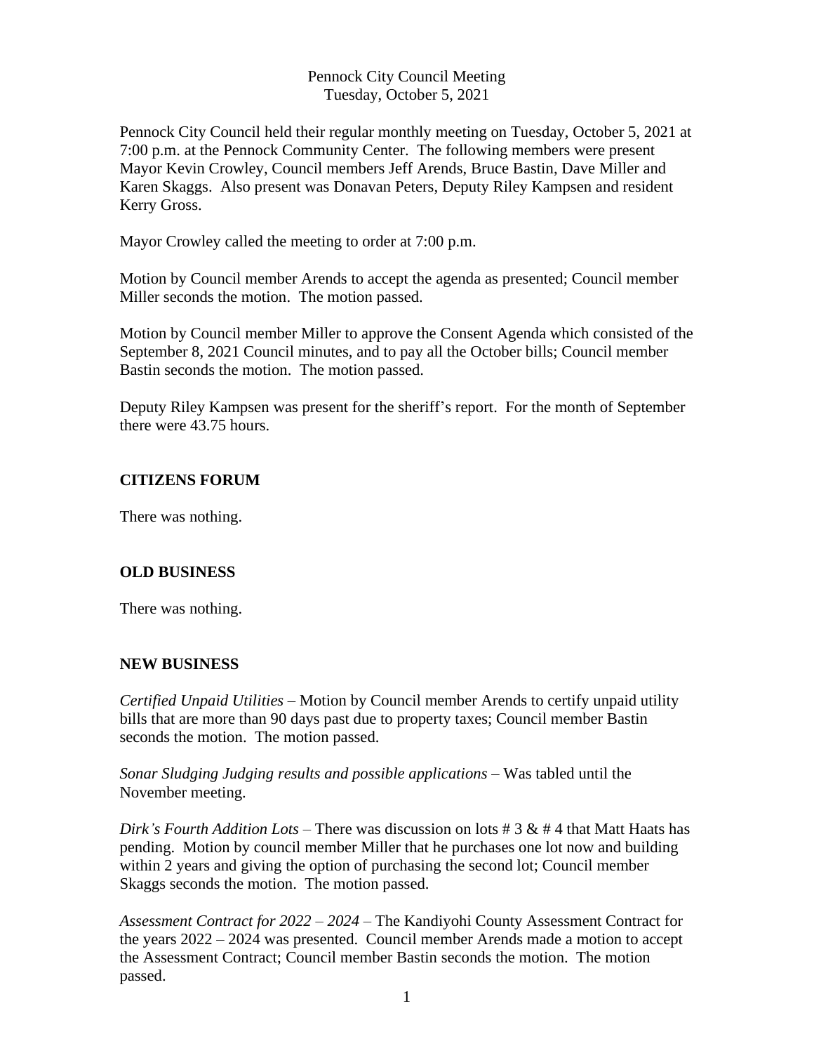Pennock City Council Meeting
Tuesday, October 5, 2021

Pennock City Council held their regular monthly meeting on Tuesday, October 5, 2021 at 7:00 p.m. at the Pennock Community Center. The following members were present Mayor Kevin Crowley, Council members Jeff Arends, Bruce Bastin, Dave Miller and Karen Skaggs. Also present was Donavan Peters, Deputy Riley Kampsen and resident Kerry Gross.

Mayor Crowley called the meeting to order at 7:00 p.m.

Motion by Council member Arends to accept the agenda as presented; Council member Miller seconds the motion. The motion passed.

Motion by Council member Miller to approve the Consent Agenda which consisted of the September 8, 2021 Council minutes, and to pay all the October bills; Council member Bastin seconds the motion. The motion passed.

Deputy Riley Kampsen was present for the sheriff's report. For the month of September there were 43.75 hours.

**CITIZENS FORUM**

There was nothing.

**OLD BUSINESS**

There was nothing.

**NEW BUSINESS**

*Certified Unpaid Utilities* – Motion by Council member Arends to certify unpaid utility bills that are more than 90 days past due to property taxes; Council member Bastin seconds the motion. The motion passed.

*Sonar Sludging Judging results and possible applications* – Was tabled until the November meeting.

*Dirk's Fourth Addition Lots* – There was discussion on lots # 3 & # 4 that Matt Haats has pending. Motion by council member Miller that he purchases one lot now and building within 2 years and giving the option of purchasing the second lot; Council member Skaggs seconds the motion. The motion passed.

*Assessment Contract for 2022 – 2024* – The Kandiyohi County Assessment Contract for the years 2022 – 2024 was presented. Council member Arends made a motion to accept the Assessment Contract; Council member Bastin seconds the motion. The motion passed.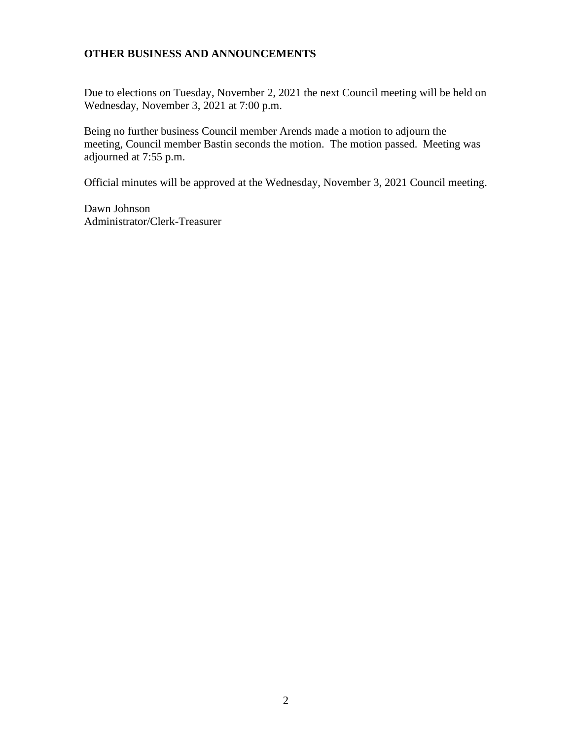**OTHER BUSINESS AND ANNOUNCEMENTS**

Due to elections on Tuesday, November 2, 2021 the next Council meeting will be held on Wednesday, November 3, 2021 at 7:00 p.m.

Being no further business Council member Arends made a motion to adjourn the meeting, Council member Bastin seconds the motion. The motion passed. Meeting was adjourned at 7:55 p.m.

Official minutes will be approved at the Wednesday, November 3, 2021 Council meeting.

Dawn Johnson
Administrator/Clerk-Treasurer